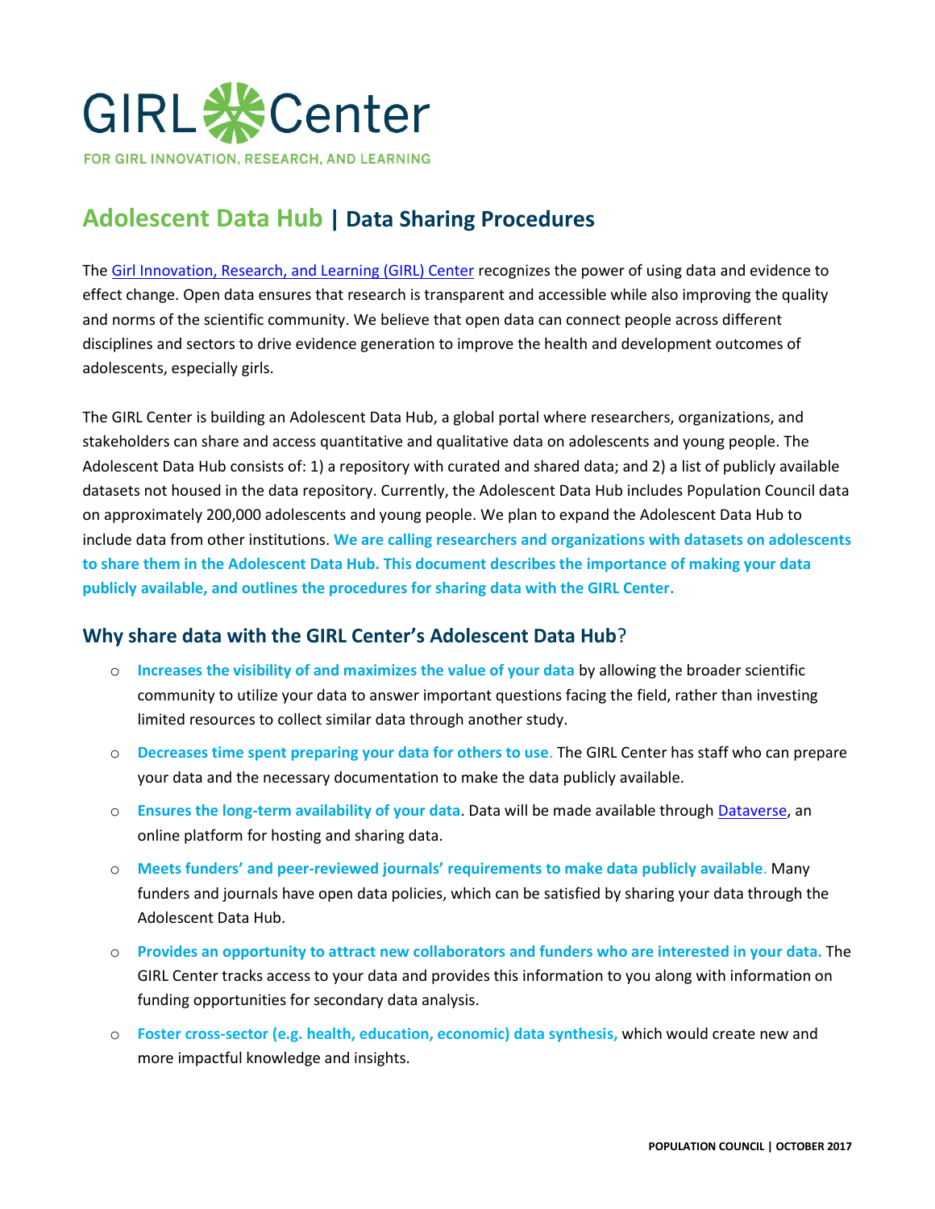# GIRL Center

FOR GIRL INNOVATION, RESEARCH, AND LEARNING

## Adolescent Data Hub | Data Sharing Procedures

The Girl Innovation, Research, and Learning (GIRL) Center recognizes the power of using data and evidence to effect change. Open data ensures that research is transparent and accessible while also improving the quality and norms of the scientific community. We believe that open data can connect people across different disciplines and sectors to drive evidence generation to improve the health and development outcomes of adolescents, especially girls.

The GIRL Center is building an Adolescent Data Hub, a global portal where researchers, organizations, and stakeholders can share and access quantitative and qualitative data on adolescents and young people. The Adolescent Data Hub consists of: 1) a repository with curated and shared data; and 2) a list of publicly available datasets not housed in the data repository. Currently, the Adolescent Data Hub includes Population Council data on approximately 200,000 adolescents and young people. We plan to expand the Adolescent Data Hub to include data from other institutions. **We are calling researchers and organizations with datasets on adolescents to share them in the Adolescent Data Hub. This document describes the importance of making your data publicly available, and outlines the procedures for sharing data with the GIRL Center.**

### Why share data with the GIRL Center's Adolescent Data Hub?

- **Increases the visibility of and maximizes the value of your data** by allowing the broader scientific community to utilize your data to answer important questions facing the field, rather than investing limited resources to collect similar data through another study.
- **Decreases time spent preparing your data for others to use**. The GIRL Center has staff who can prepare your data and the necessary documentation to make the data publicly available.
- **Ensures the long-term availability of your data**. Data will be made available through Dataverse, an online platform for hosting and sharing data.
- **Meets funders' and peer-reviewed journals' requirements to make data publicly available**. Many funders and journals have open data policies, which can be satisfied by sharing your data through the Adolescent Data Hub.
- **Provides an opportunity to attract new collaborators and funders who are interested in your data.** The GIRL Center tracks access to your data and provides this information to you along with information on funding opportunities for secondary data analysis.
- **Foster cross-sector (e.g. health, education, economic) data synthesis,** which would create new and more impactful knowledge and insights.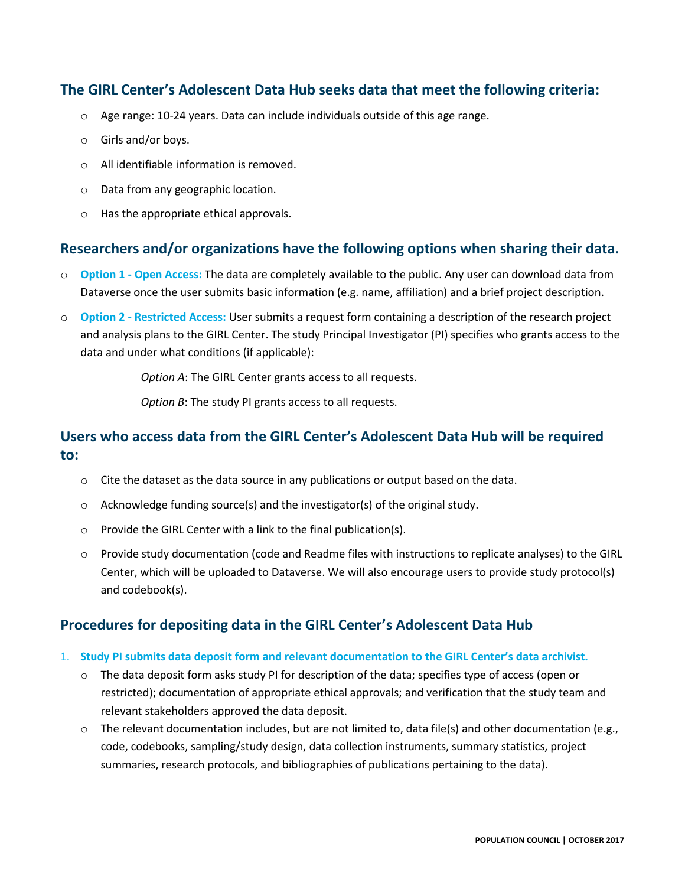## The GIRL Center's Adolescent Data Hub seeks data that meet the following criteria:

- Age range: 10-24 years. Data can include individuals outside of this age range.
- Girls and/or boys.
- All identifiable information is removed.
- Data from any geographic location.
- Has the appropriate ethical approvals.

## Researchers and/or organizations have the following options when sharing their data.

- **Option 1 - Open Access:** The data are completely available to the public. Any user can download data from Dataverse once the user submits basic information (e.g. name, affiliation) and a brief project description.
- **Option 2 - Restricted Access:** User submits a request form containing a description of the research project and analysis plans to the GIRL Center. The study Principal Investigator (PI) specifies who grants access to the data and under what conditions (if applicable):

  *Option A*: The GIRL Center grants access to all requests.

  *Option B*: The study PI grants access to all requests.

## Users who access data from the GIRL Center's Adolescent Data Hub will be required to:

- Cite the dataset as the data source in any publications or output based on the data.
- Acknowledge funding source(s) and the investigator(s) of the original study.
- Provide the GIRL Center with a link to the final publication(s).
- Provide study documentation (code and Readme files with instructions to replicate analyses) to the GIRL Center, which will be uploaded to Dataverse. We will also encourage users to provide study protocol(s) and codebook(s).

## Procedures for depositing data in the GIRL Center's Adolescent Data Hub

1. **Study PI submits data deposit form and relevant documentation to the GIRL Center's data archivist.**
   - The data deposit form asks study PI for description of the data; specifies type of access (open or restricted); documentation of appropriate ethical approvals; and verification that the study team and relevant stakeholders approved the data deposit.
   - The relevant documentation includes, but are not limited to, data file(s) and other documentation (e.g., code, codebooks, sampling/study design, data collection instruments, summary statistics, project summaries, research protocols, and bibliographies of publications pertaining to the data).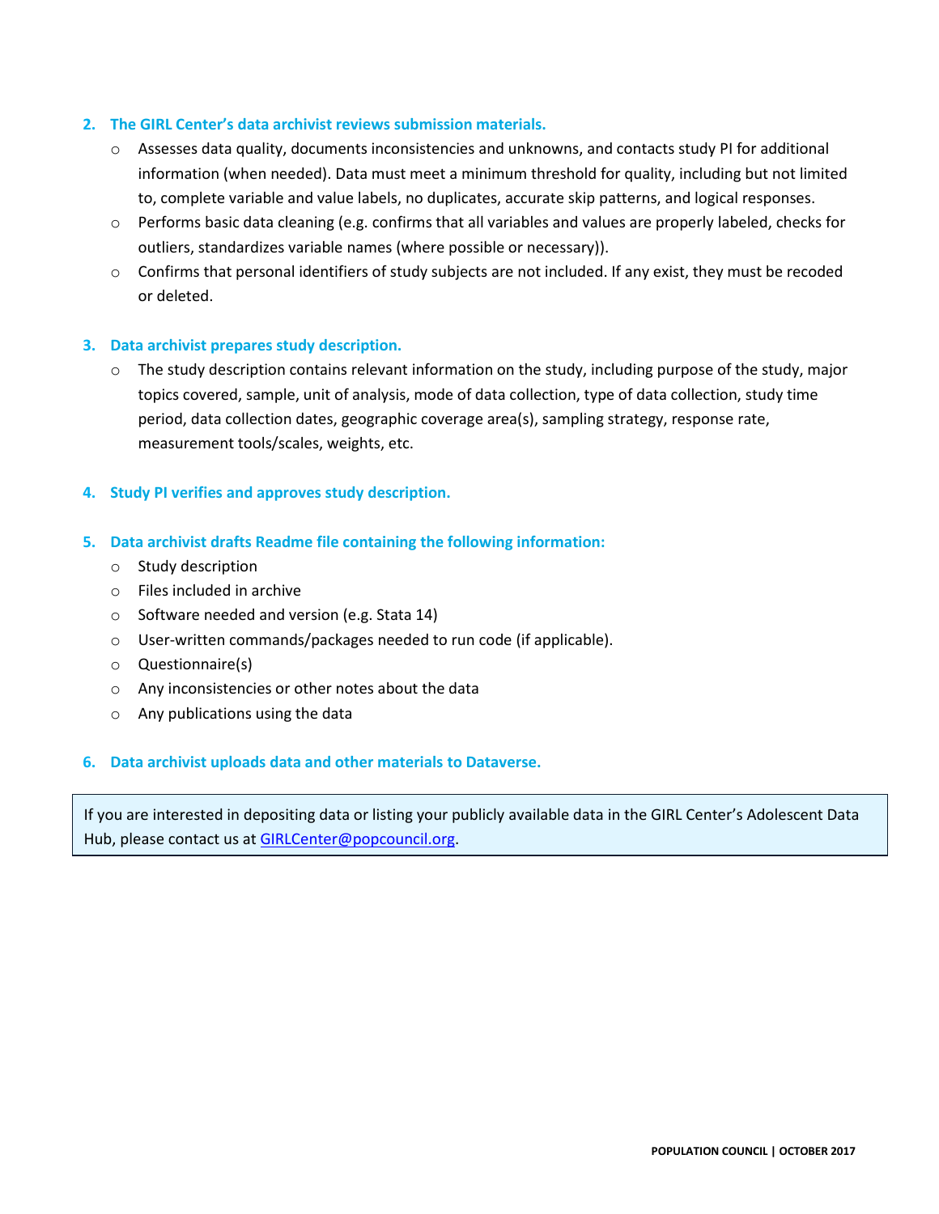2. **The GIRL Center's data archivist reviews submission materials.**
    - Assesses data quality, documents inconsistencies and unknowns, and contacts study PI for additional information (when needed). Data must meet a minimum threshold for quality, including but not limited to, complete variable and value labels, no duplicates, accurate skip patterns, and logical responses.
    - Performs basic data cleaning (e.g. confirms that all variables and values are properly labeled, checks for outliers, standardizes variable names (where possible or necessary)).
    - Confirms that personal identifiers of study subjects are not included. If any exist, they must be recoded or deleted.

3. **Data archivist prepares study description.**
    - The study description contains relevant information on the study, including purpose of the study, major topics covered, sample, unit of analysis, mode of data collection, type of data collection, study time period, data collection dates, geographic coverage area(s), sampling strategy, response rate, measurement tools/scales, weights, etc.

4. **Study PI verifies and approves study description.**

5. **Data archivist drafts Readme file containing the following information:**
    - Study description
    - Files included in archive
    - Software needed and version (e.g. Stata 14)
    - User-written commands/packages needed to run code (if applicable).
    - Questionnaire(s)
    - Any inconsistencies or other notes about the data
    - Any publications using the data

6. **Data archivist uploads data and other materials to Dataverse.**

If you are interested in depositing data or listing your publicly available data in the GIRL Center's Adolescent Data Hub, please contact us at GIRLCenter@popcouncil.org.